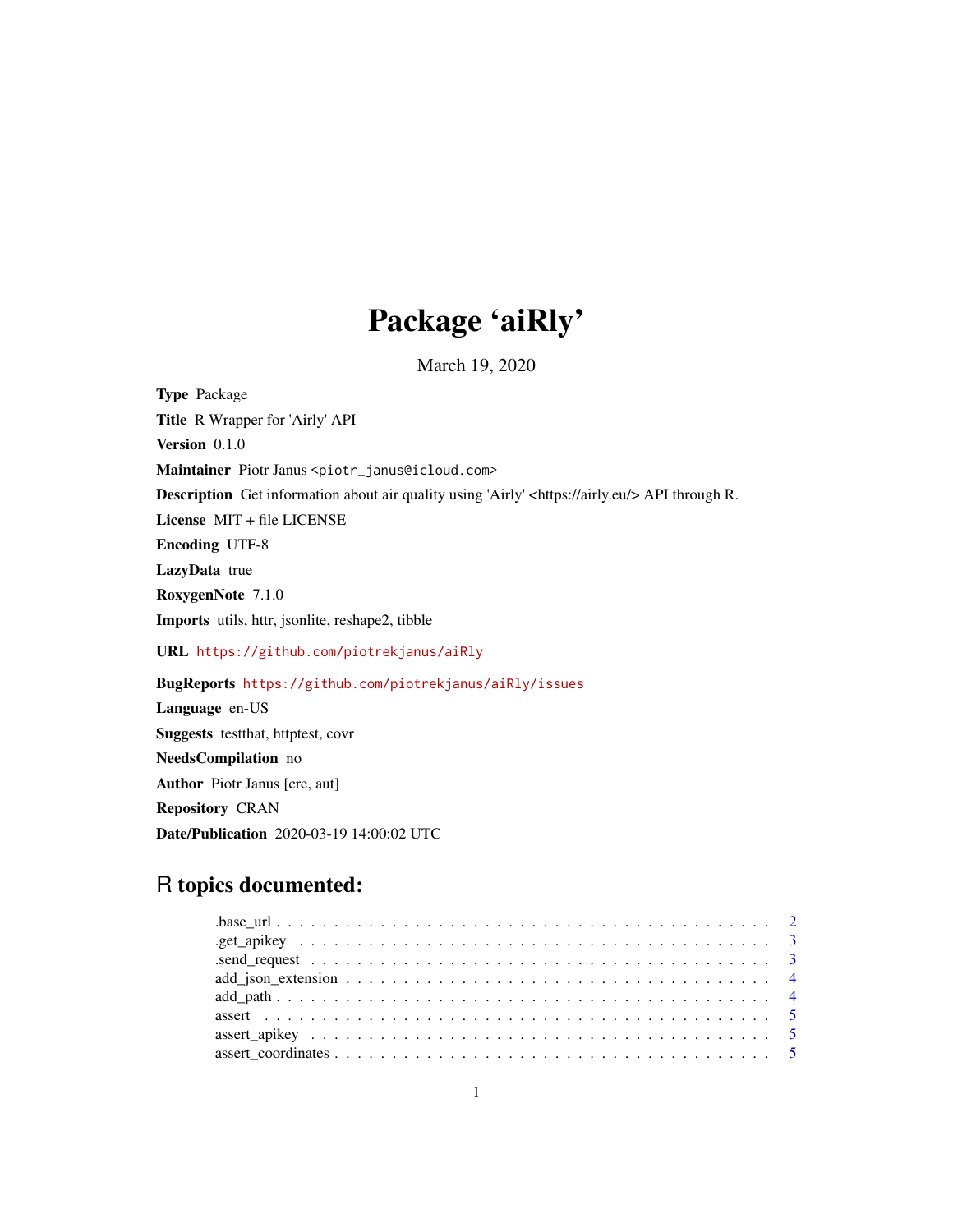# Package 'aiRly'

March 19, 2020

**Type** Package

**Title** R Wrapper for 'Airly' API

**Version** 0.1.0

**Maintainer** Piotr Janus <piotr_janus@icloud.com>

**Description** Get information about air quality using 'Airly' <https://airly.eu/> API through R.

**License** MIT + file LICENSE

**Encoding** UTF-8

**LazyData** true

**RoxygenNote** 7.1.0

**Imports** utils, httr, jsonlite, reshape2, tibble

**URL** https://github.com/piotrekjanus/aiRly

**BugReports** https://github.com/piotrekjanus/aiRly/issues

**Language** en-US

**Suggests** testthat, httptest, covr

**NeedsCompilation** no

**Author** Piotr Janus [cre, aut]

**Repository** CRAN

**Date/Publication** 2020-03-19 14:00:02 UTC

## R topics documented:

.base_url . . . . . . . . . . . . . . . . . . . . . . . . . . . . . . . . . . . . . . . . 2
.get_apikey . . . . . . . . . . . . . . . . . . . . . . . . . . . . . . . . . . . . . . . 3
.send_request . . . . . . . . . . . . . . . . . . . . . . . . . . . . . . . . . . . . . . 3
add_json_extension . . . . . . . . . . . . . . . . . . . . . . . . . . . . . . . . . . . 4
add_path . . . . . . . . . . . . . . . . . . . . . . . . . . . . . . . . . . . . . . . . 4
assert . . . . . . . . . . . . . . . . . . . . . . . . . . . . . . . . . . . . . . . . . . 5
assert_apikey . . . . . . . . . . . . . . . . . . . . . . . . . . . . . . . . . . . . . . 5
assert_coordinates . . . . . . . . . . . . . . . . . . . . . . . . . . . . . . . . . . . 5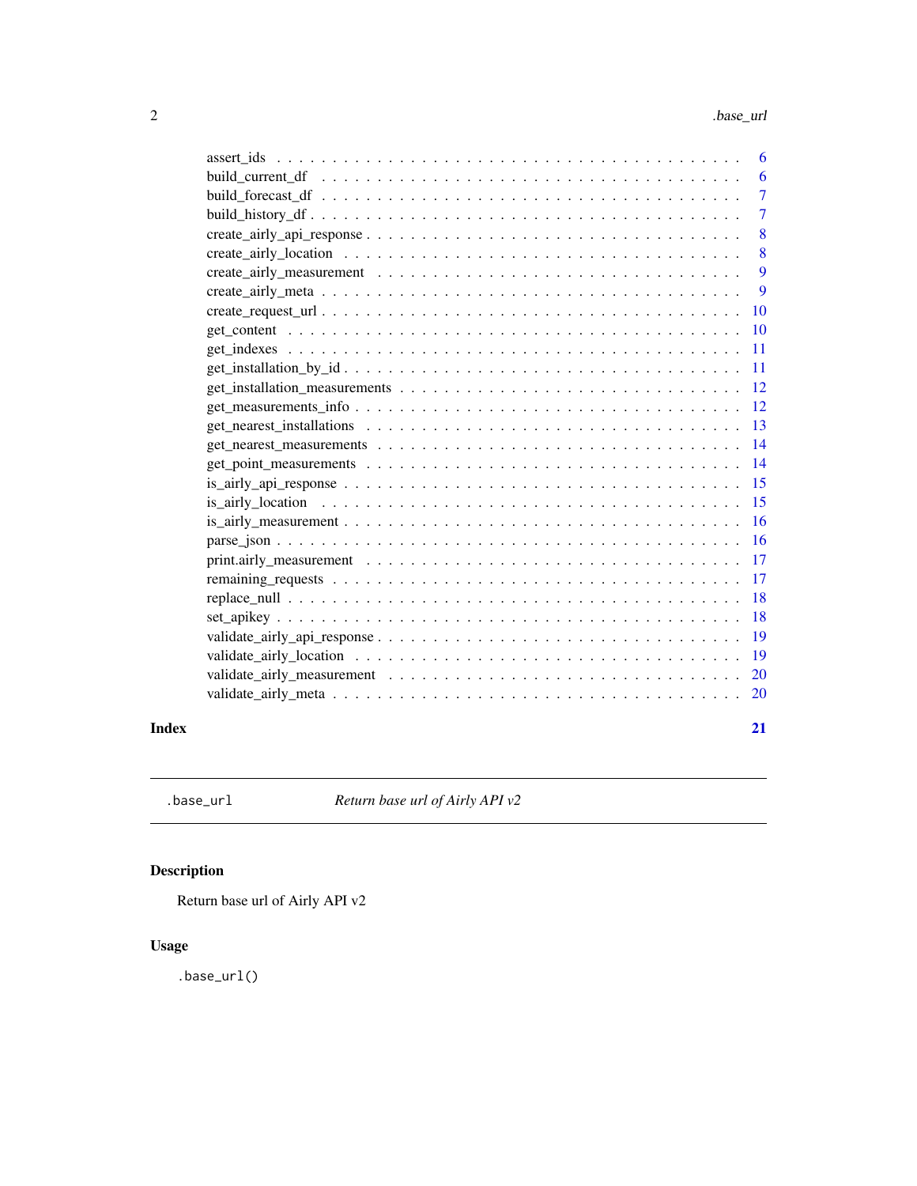assert_ids . . . . . . . . . . . . . . . . . . . . . . . . . . . . . . . . . . . . . . 6
build_current_df . . . . . . . . . . . . . . . . . . . . . . . . . . . . . . . . . . . 6
build_forecast_df . . . . . . . . . . . . . . . . . . . . . . . . . . . . . . . . . . . 7
build_history_df . . . . . . . . . . . . . . . . . . . . . . . . . . . . . . . . . . . 7
create_airly_api_response . . . . . . . . . . . . . . . . . . . . . . . . . . . . . . . 8
create_airly_location . . . . . . . . . . . . . . . . . . . . . . . . . . . . . . . . . 8
create_airly_measurement . . . . . . . . . . . . . . . . . . . . . . . . . . . . . . . 9
create_airly_meta . . . . . . . . . . . . . . . . . . . . . . . . . . . . . . . . . . . 9
create_request_url . . . . . . . . . . . . . . . . . . . . . . . . . . . . . . . . . . 10
get_content . . . . . . . . . . . . . . . . . . . . . . . . . . . . . . . . . . . . . 10
get_indexes . . . . . . . . . . . . . . . . . . . . . . . . . . . . . . . . . . . . . 11
get_installation_by_id . . . . . . . . . . . . . . . . . . . . . . . . . . . . . . . . 11
get_installation_measurements . . . . . . . . . . . . . . . . . . . . . . . . . . . . 12
get_measurements_info . . . . . . . . . . . . . . . . . . . . . . . . . . . . . . . . 12
get_nearest_installations . . . . . . . . . . . . . . . . . . . . . . . . . . . . . . . 13
get_nearest_measurements . . . . . . . . . . . . . . . . . . . . . . . . . . . . . . . 14
get_point_measurements . . . . . . . . . . . . . . . . . . . . . . . . . . . . . . . . 14
is_airly_api_response . . . . . . . . . . . . . . . . . . . . . . . . . . . . . . . . . 15
is_airly_location . . . . . . . . . . . . . . . . . . . . . . . . . . . . . . . . . . . 15
is_airly_measurement . . . . . . . . . . . . . . . . . . . . . . . . . . . . . . . . . 16
parse_json . . . . . . . . . . . . . . . . . . . . . . . . . . . . . . . . . . . . . . 16
print.airly_measurement . . . . . . . . . . . . . . . . . . . . . . . . . . . . . . . . 17
remaining_requests . . . . . . . . . . . . . . . . . . . . . . . . . . . . . . . . . . 17
replace_null . . . . . . . . . . . . . . . . . . . . . . . . . . . . . . . . . . . . . 18
set_apikey . . . . . . . . . . . . . . . . . . . . . . . . . . . . . . . . . . . . . . 18
validate_airly_api_response . . . . . . . . . . . . . . . . . . . . . . . . . . . . . . 19
validate_airly_location . . . . . . . . . . . . . . . . . . . . . . . . . . . . . . . . 19
validate_airly_measurement . . . . . . . . . . . . . . . . . . . . . . . . . . . . . . 20
validate_airly_meta . . . . . . . . . . . . . . . . . . . . . . . . . . . . . . . . . . 20

**Index** **21**

---

`.base_url` *Return base url of Airly API v2*

---

## Description

Return base url of Airly API v2

## Usage

```
.base_url()
```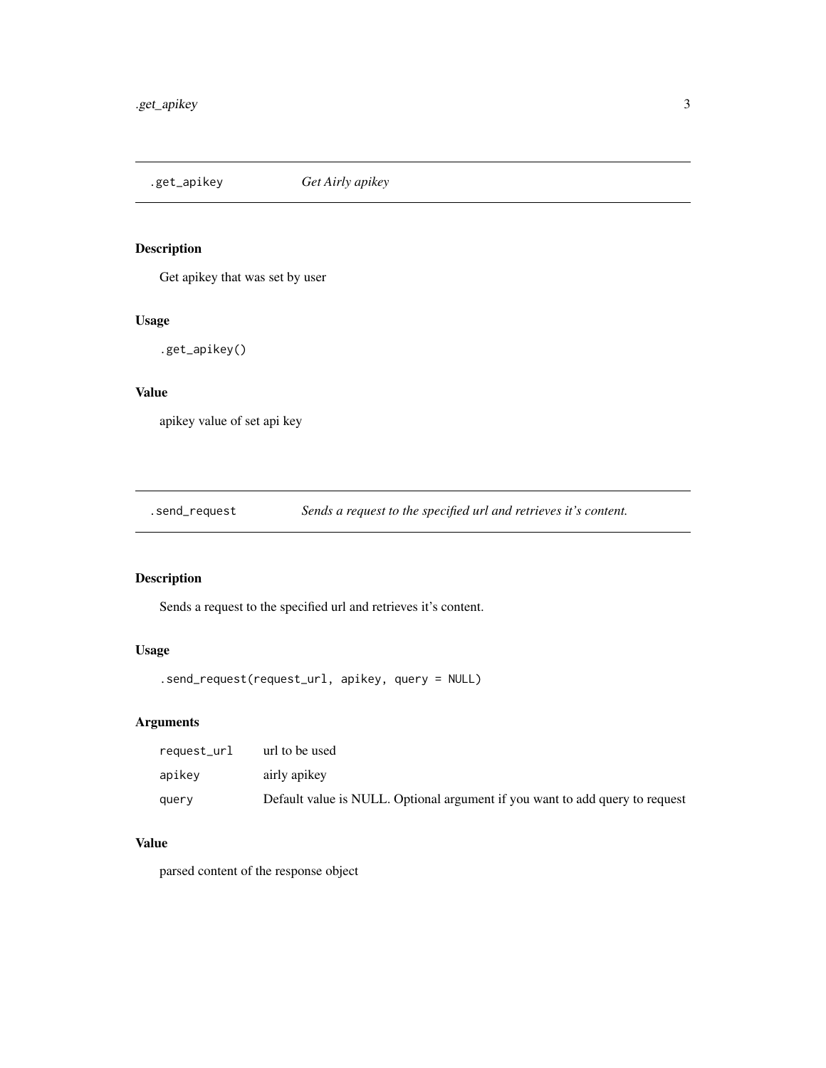## .get_apikey *Get Airly apikey*

### Description

Get apikey that was set by user

### Usage

```
.get_apikey()
```

### Value

apikey value of set api key

## .send_request *Sends a request to the specified url and retrieves it's content.*

### Description

Sends a request to the specified url and retrieves it's content.

### Usage

```
.send_request(request_url, apikey, query = NULL)
```

### Arguments

| | |
|---|---|
| request_url | url to be used |
| apikey | airly apikey |
| query | Default value is NULL. Optional argument if you want to add query to request |

### Value

parsed content of the response object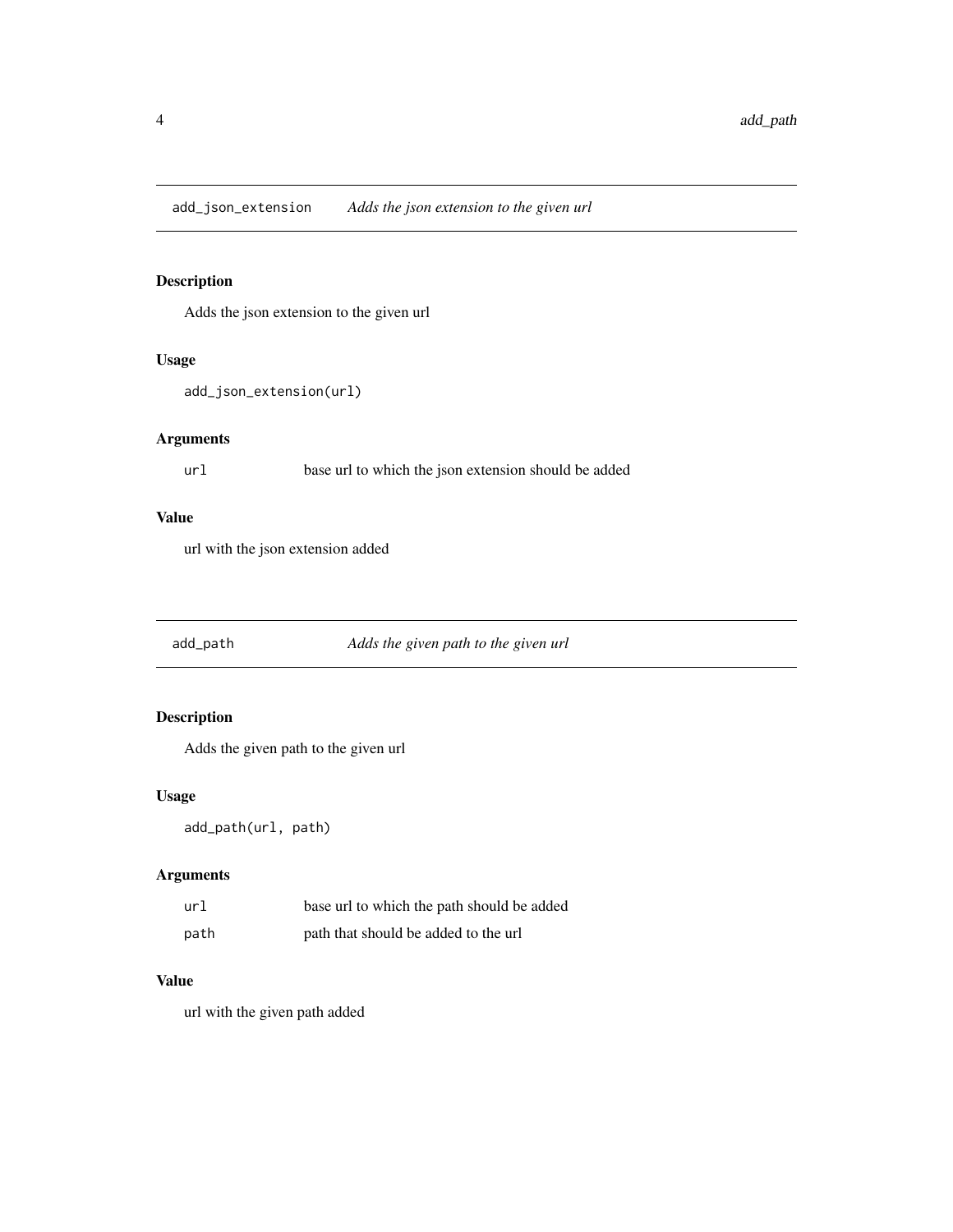## `add_json_extension` *Adds the json extension to the given url*

### Description

Adds the json extension to the given url

### Usage

```
add_json_extension(url)
```

### Arguments

| | |
|---|---|
| `url` | base url to which the json extension should be added |

### Value

url with the json extension added

## `add_path` *Adds the given path to the given url*

### Description

Adds the given path to the given url

### Usage

```
add_path(url, path)
```

### Arguments

| | |
|---|---|
| `url` | base url to which the path should be added |
| `path` | path that should be added to the url |

### Value

url with the given path added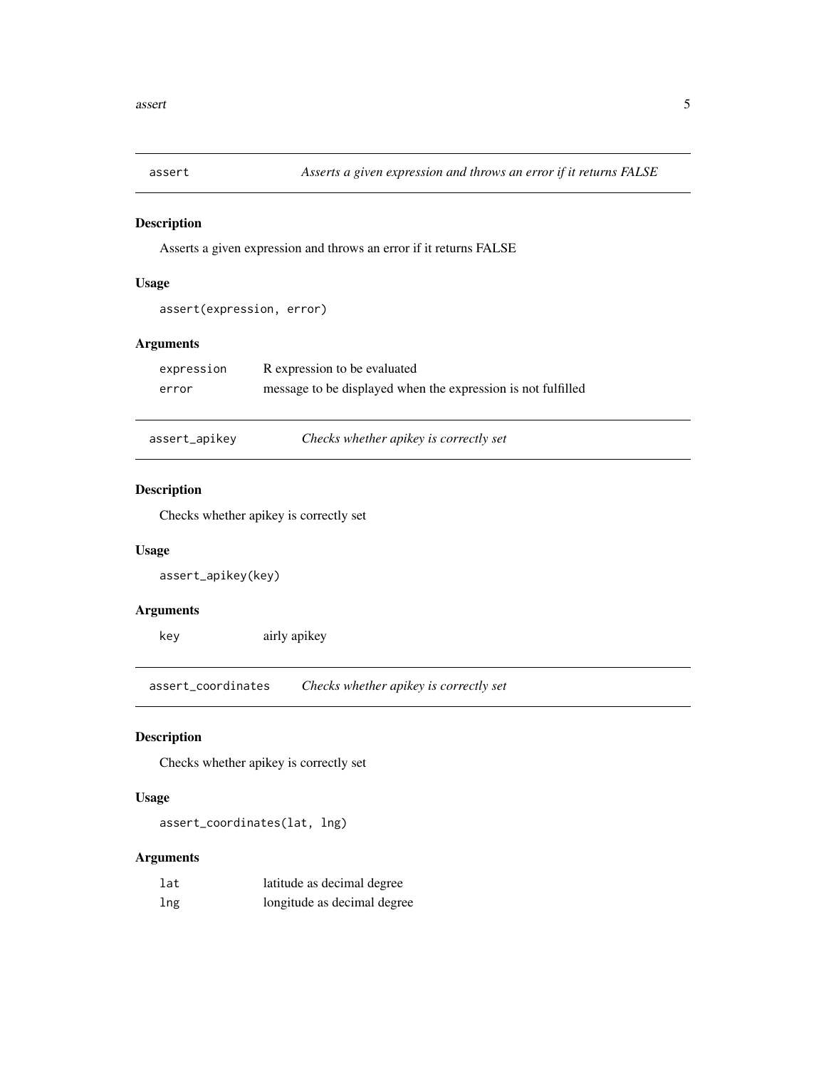## assert — *Asserts a given expression and throws an error if it returns FALSE*

### Description

Asserts a given expression and throws an error if it returns FALSE

### Usage

```
assert(expression, error)
```

### Arguments

| | |
|---|---|
| expression | R expression to be evaluated |
| error | message to be displayed when the expression is not fulfilled |

## assert_apikey — *Checks whether apikey is correctly set*

### Description

Checks whether apikey is correctly set

### Usage

```
assert_apikey(key)
```

### Arguments

| | |
|---|---|
| key | airly apikey |

## assert_coordinates — *Checks whether apikey is correctly set*

### Description

Checks whether apikey is correctly set

### Usage

```
assert_coordinates(lat, lng)
```

### Arguments

| | |
|---|---|
| lat | latitude as decimal degree |
| lng | longitude as decimal degree |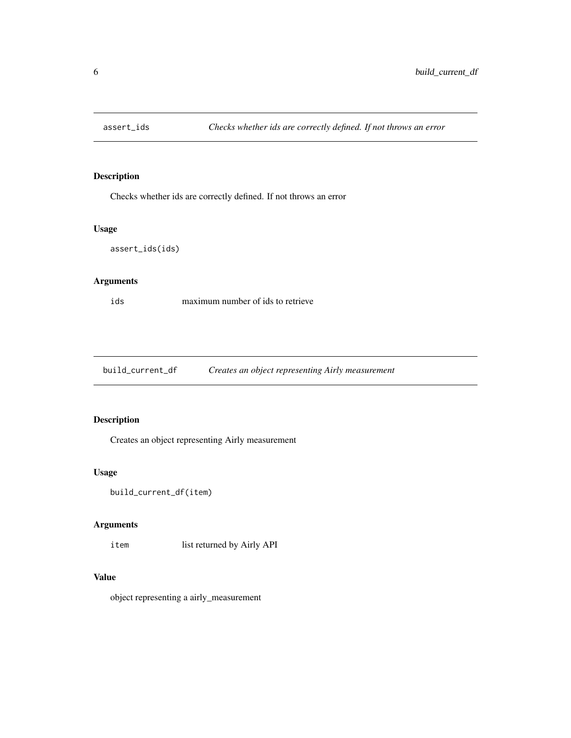## assert_ids *Checks whether ids are correctly defined. If not throws an error*

### Description

Checks whether ids are correctly defined. If not throws an error

### Usage

```
assert_ids(ids)
```

### Arguments

| | |
|---|---|
| ids | maximum number of ids to retrieve |

## build_current_df *Creates an object representing Airly measurement*

### Description

Creates an object representing Airly measurement

### Usage

```
build_current_df(item)
```

### Arguments

| | |
|---|---|
| item | list returned by Airly API |

### Value

object representing a airly_measurement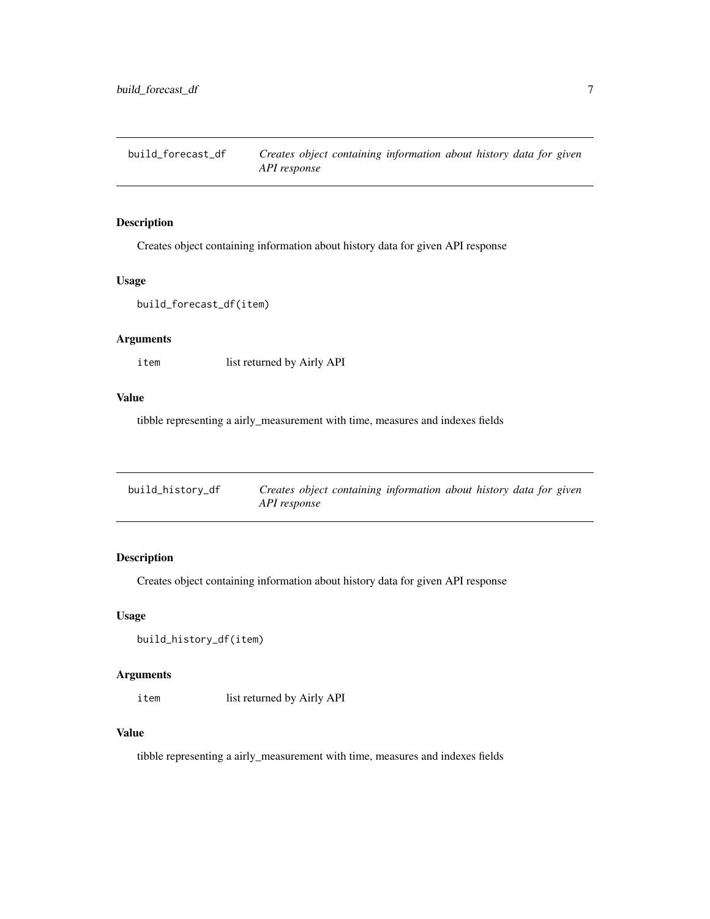## build_forecast_df *Creates object containing information about history data for given API response*

### Description

Creates object containing information about history data for given API response

### Usage

```
build_forecast_df(item)
```

### Arguments

| | |
|---|---|
| item | list returned by Airly API |

### Value

tibble representing a airly_measurement with time, measures and indexes fields

## build_history_df *Creates object containing information about history data for given API response*

### Description

Creates object containing information about history data for given API response

### Usage

```
build_history_df(item)
```

### Arguments

| | |
|---|---|
| item | list returned by Airly API |

### Value

tibble representing a airly_measurement with time, measures and indexes fields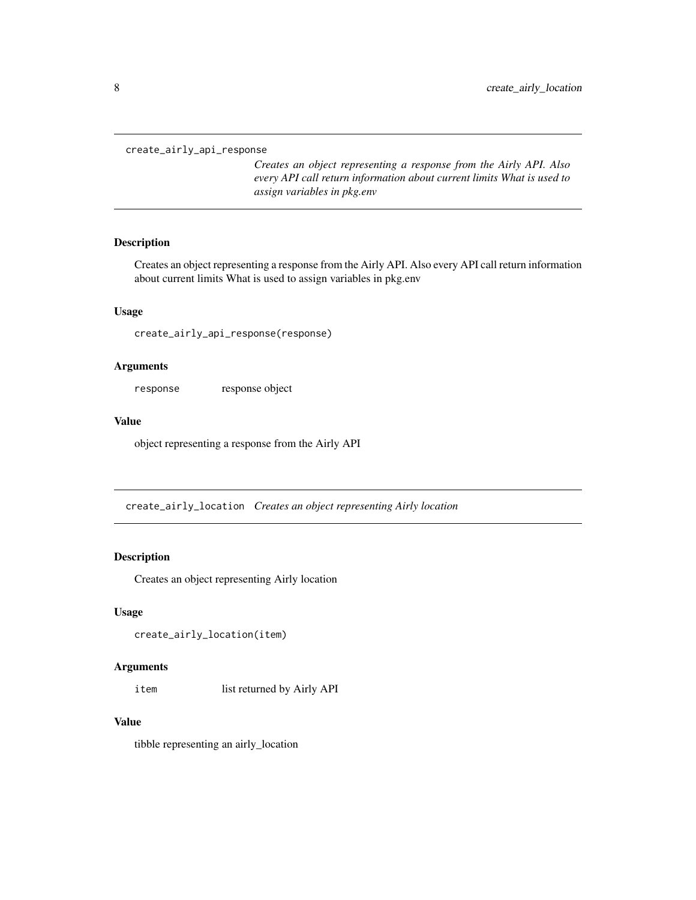## create_airly_api_response

*Creates an object representing a response from the Airly API. Also every API call return information about current limits What is used to assign variables in pkg.env*

### Description

Creates an object representing a response from the Airly API. Also every API call return information about current limits What is used to assign variables in pkg.env

### Usage

```
create_airly_api_response(response)
```

### Arguments

| | |
|---|---|
| `response` | response object |

### Value

object representing a response from the Airly API

## create_airly_location

*Creates an object representing Airly location*

### Description

Creates an object representing Airly location

### Usage

```
create_airly_location(item)
```

### Arguments

| | |
|---|---|
| `item` | list returned by Airly API |

### Value

tibble representing an airly_location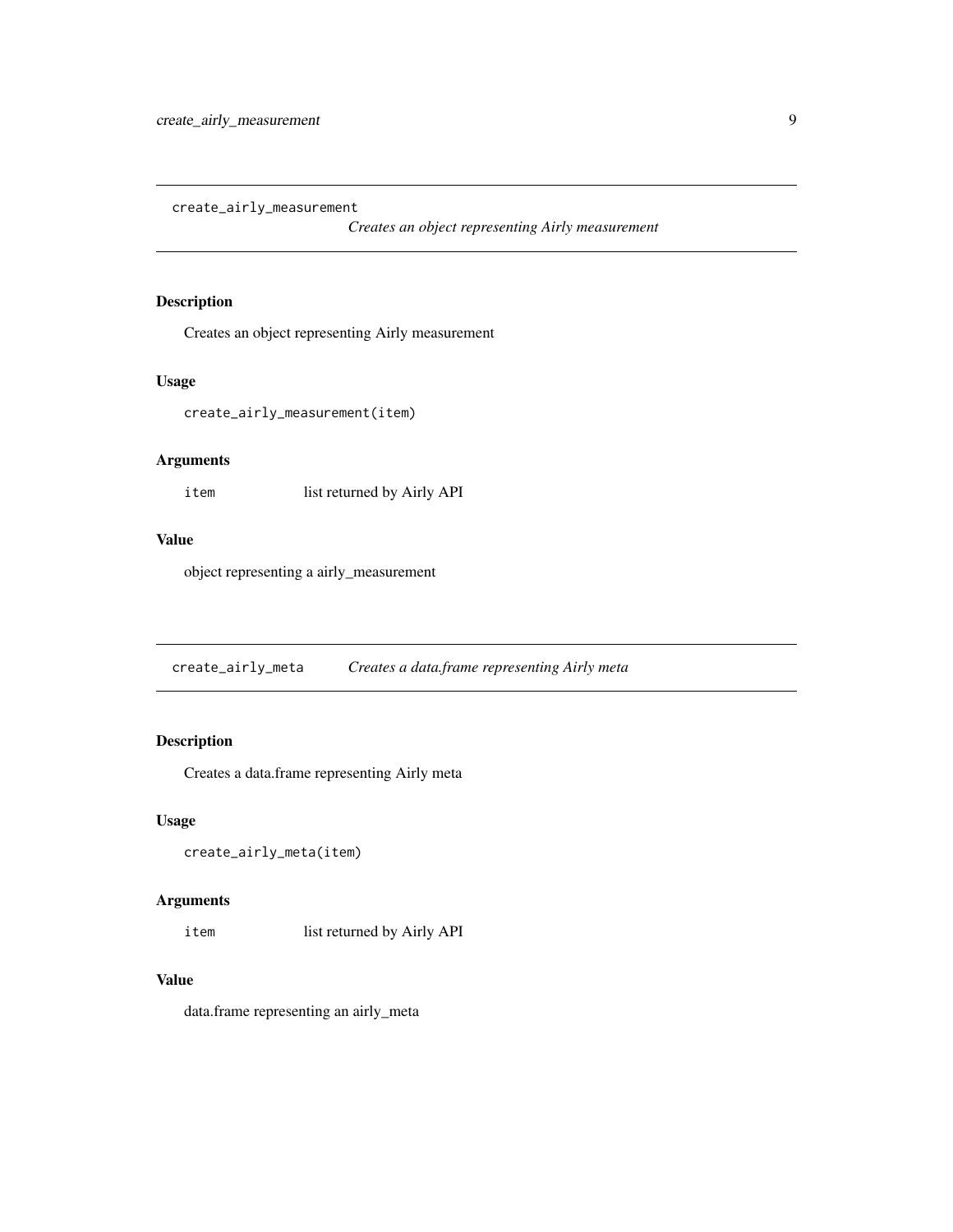## create_airly_measurement

*Creates an object representing Airly measurement*

### Description

Creates an object representing Airly measurement

### Usage

```
create_airly_measurement(item)
```

### Arguments

| | |
|---|---|
| item | list returned by Airly API |

### Value

object representing a airly_measurement

## create_airly_meta

*Creates a data.frame representing Airly meta*

### Description

Creates a data.frame representing Airly meta

### Usage

```
create_airly_meta(item)
```

### Arguments

| | |
|---|---|
| item | list returned by Airly API |

### Value

data.frame representing an airly_meta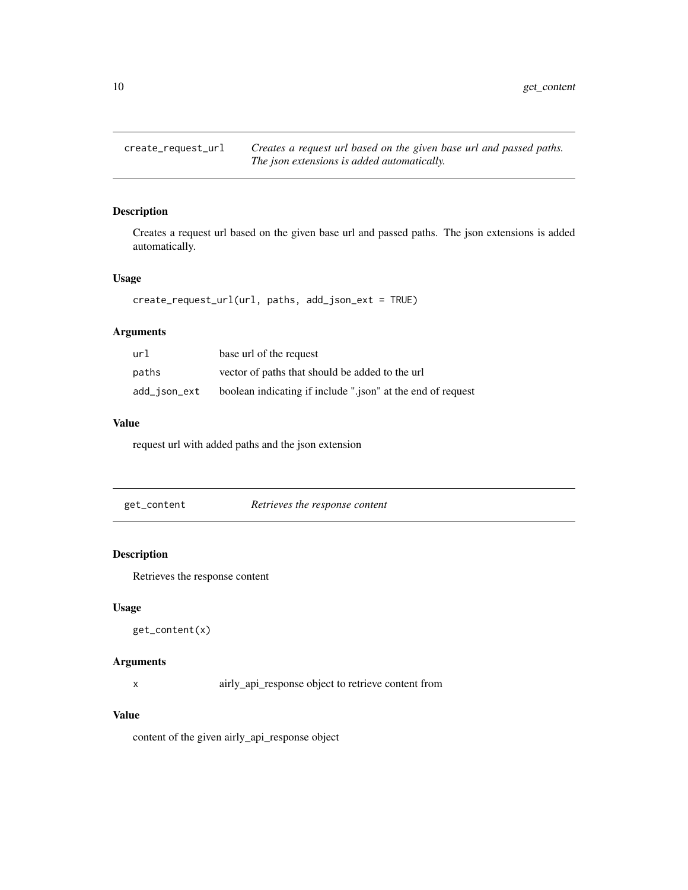## create_request_url

*Creates a request url based on the given base url and passed paths. The json extensions is added automatically.*

### Description

Creates a request url based on the given base url and passed paths. The json extensions is added automatically.

### Usage

```
create_request_url(url, paths, add_json_ext = TRUE)
```

### Arguments

| | |
|---|---|
| url | base url of the request |
| paths | vector of paths that should be added to the url |
| add_json_ext | boolean indicating if include ".json" at the end of request |

### Value

request url with added paths and the json extension

## get_content

*Retrieves the response content*

### Description

Retrieves the response content

### Usage

```
get_content(x)
```

### Arguments

| | |
|---|---|
| x | airly_api_response object to retrieve content from |

### Value

content of the given airly_api_response object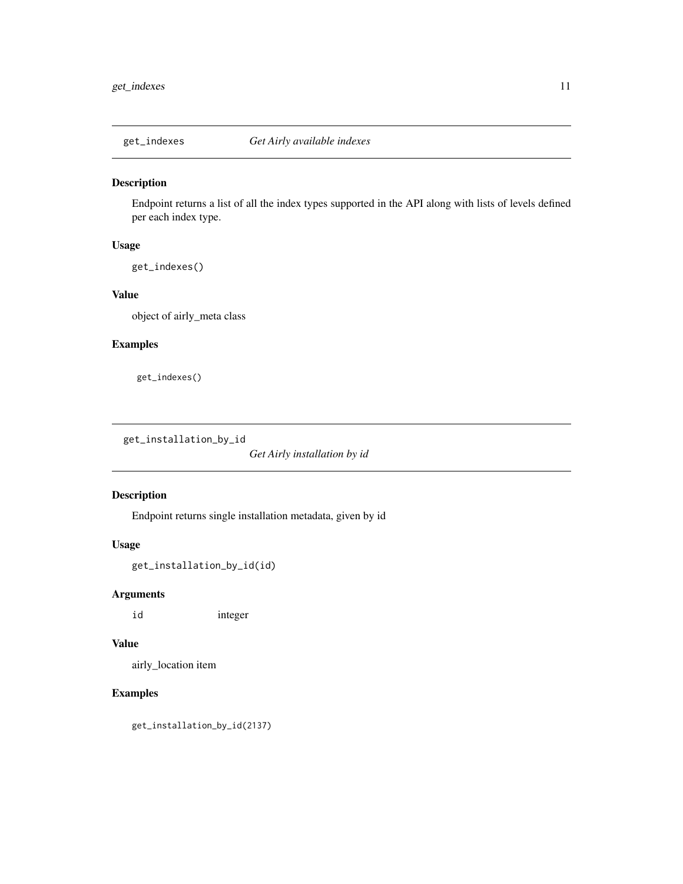## get_indexes *Get Airly available indexes*

### Description

Endpoint returns a list of all the index types supported in the API along with lists of levels defined per each index type.

### Usage

```
get_indexes()
```

### Value

object of airly_meta class

### Examples

```
get_indexes()
```

## get_installation_by_id *Get Airly installation by id*

### Description

Endpoint returns single installation metadata, given by id

### Usage

```
get_installation_by_id(id)
```

### Arguments

| | |
|---|---|
| id | integer |

### Value

airly_location item

### Examples

```
get_installation_by_id(2137)
```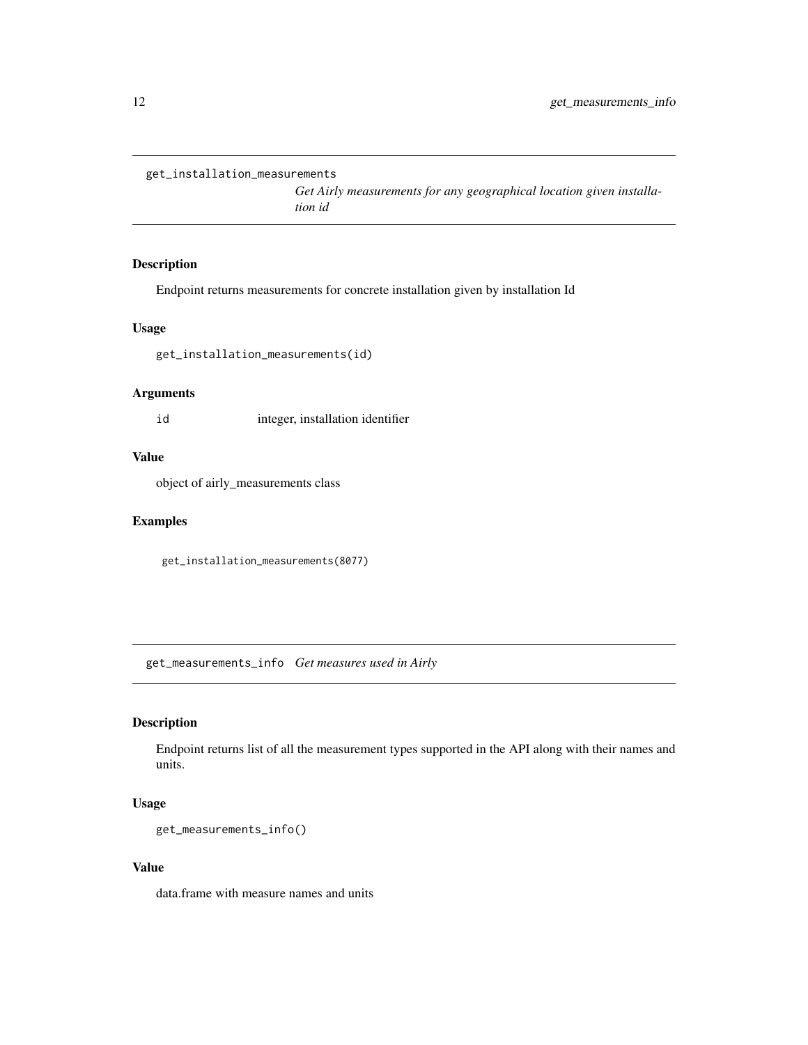## get_installation_measurements

*Get Airly measurements for any geographical location given installation id*

### Description

Endpoint returns measurements for concrete installation given by installation Id

### Usage

```
get_installation_measurements(id)
```

### Arguments

| | |
|---|---|
| id | integer, installation identifier |

### Value

object of airly_measurements class

### Examples

```
get_installation_measurements(8077)
```

## get_measurements_info

*Get measures used in Airly*

### Description

Endpoint returns list of all the measurement types supported in the API along with their names and units.

### Usage

```
get_measurements_info()
```

### Value

data.frame with measure names and units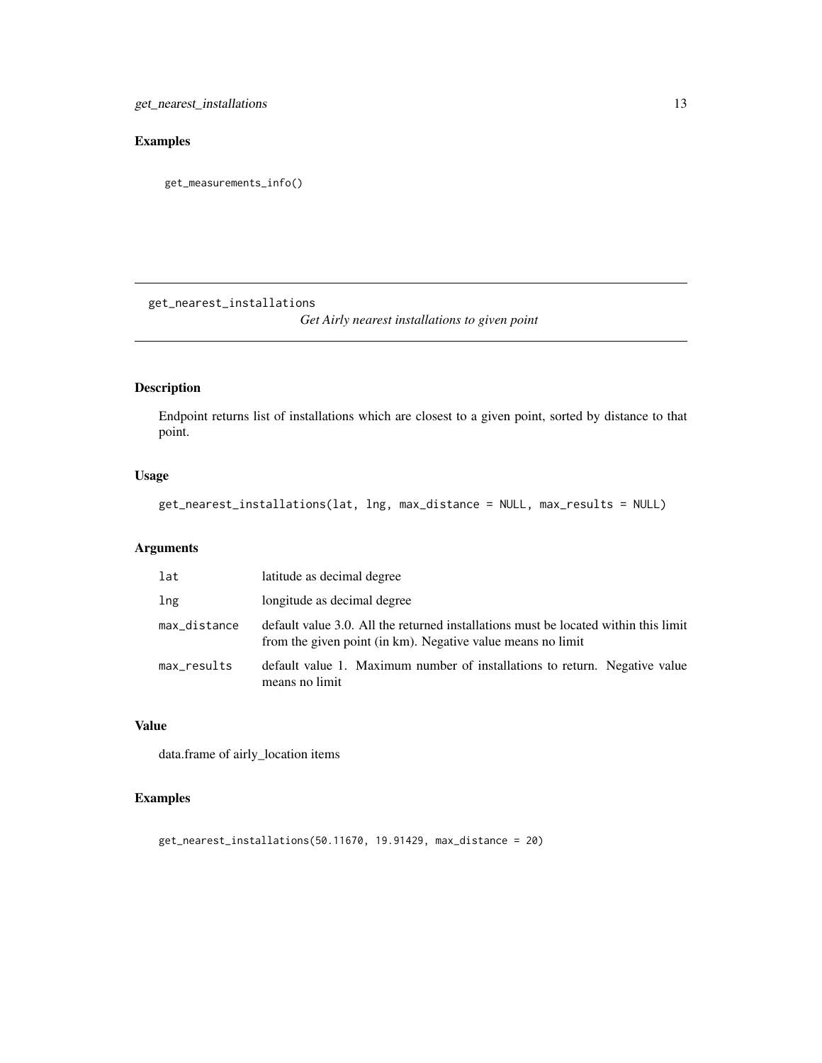## Examples

```
get_measurements_info()
```

---

## get_nearest_installations

*Get Airly nearest installations to given point*

---

### Description

Endpoint returns list of installations which are closest to a given point, sorted by distance to that point.

### Usage

```
get_nearest_installations(lat, lng, max_distance = NULL, max_results = NULL)
```

### Arguments

| | |
|---|---|
| `lat` | latitude as decimal degree |
| `lng` | longitude as decimal degree |
| `max_distance` | default value 3.0. All the returned installations must be located within this limit from the given point (in km). Negative value means no limit |
| `max_results` | default value 1. Maximum number of installations to return. Negative value means no limit |

### Value

data.frame of airly_location items

### Examples

```
get_nearest_installations(50.11670, 19.91429, max_distance = 20)
```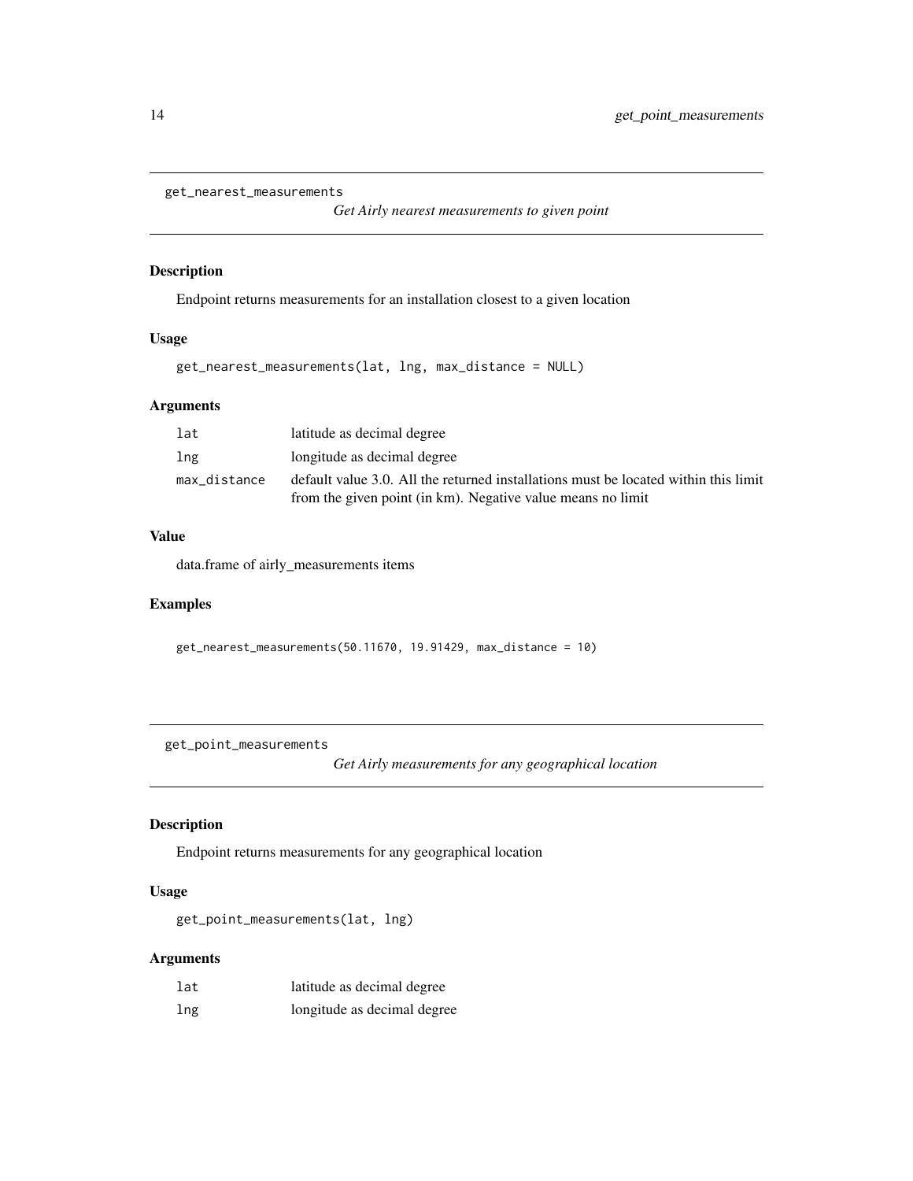## get_nearest_measurements

*Get Airly nearest measurements to given point*

### Description

Endpoint returns measurements for an installation closest to a given location

### Usage

```
get_nearest_measurements(lat, lng, max_distance = NULL)
```

### Arguments

| | |
|---|---|
| `lat` | latitude as decimal degree |
| `lng` | longitude as decimal degree |
| `max_distance` | default value 3.0. All the returned installations must be located within this limit from the given point (in km). Negative value means no limit |

### Value

data.frame of airly_measurements items

### Examples

```
get_nearest_measurements(50.11670, 19.91429, max_distance = 10)
```

## get_point_measurements

*Get Airly measurements for any geographical location*

### Description

Endpoint returns measurements for any geographical location

### Usage

```
get_point_measurements(lat, lng)
```

### Arguments

| | |
|---|---|
| `lat` | latitude as decimal degree |
| `lng` | longitude as decimal degree |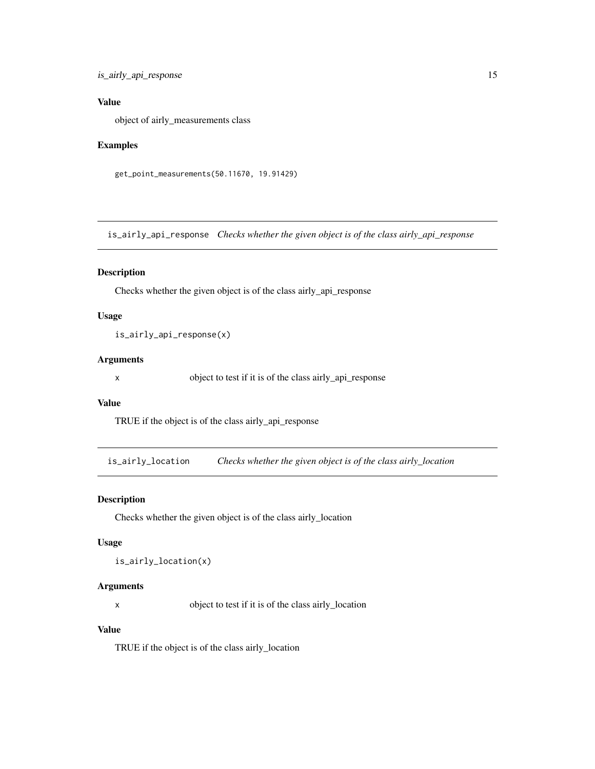### Value

object of airly_measurements class

### Examples

```
get_point_measurements(50.11670, 19.91429)
```

---

## is_airly_api_response *Checks whether the given object is of the class airly_api_response*

---

### Description

Checks whether the given object is of the class airly_api_response

### Usage

```
is_airly_api_response(x)
```

### Arguments

| | |
|---|---|
| x | object to test if it is of the class airly_api_response |

### Value

TRUE if the object is of the class airly_api_response

---

## is_airly_location *Checks whether the given object is of the class airly_location*

---

### Description

Checks whether the given object is of the class airly_location

### Usage

```
is_airly_location(x)
```

### Arguments

| | |
|---|---|
| x | object to test if it is of the class airly_location |

### Value

TRUE if the object is of the class airly_location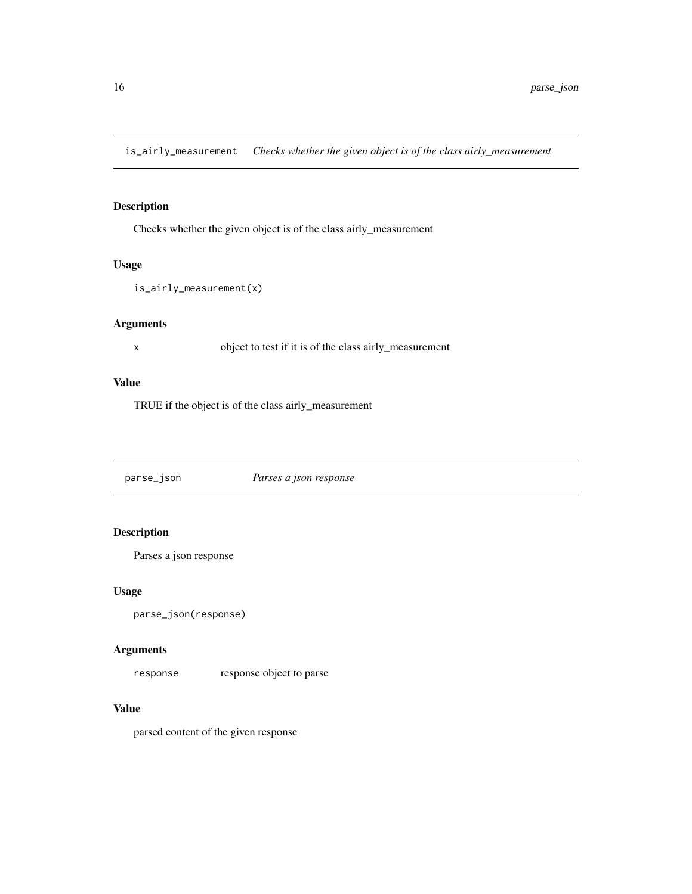## is_airly_measurement *Checks whether the given object is of the class airly_measurement*

### Description

Checks whether the given object is of the class airly_measurement

### Usage

```
is_airly_measurement(x)
```

### Arguments

| | |
|---|---|
| x | object to test if it is of the class airly_measurement |

### Value

TRUE if the object is of the class airly_measurement

## parse_json *Parses a json response*

### Description

Parses a json response

### Usage

```
parse_json(response)
```

### Arguments

| | |
|---|---|
| response | response object to parse |

### Value

parsed content of the given response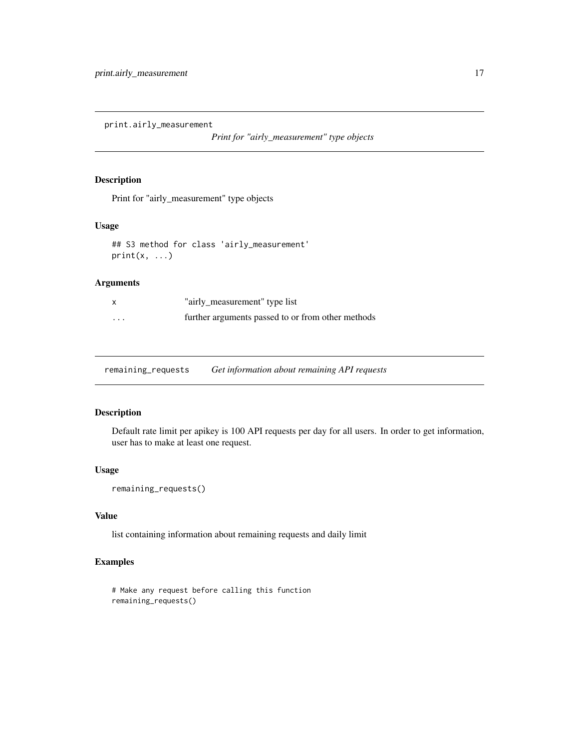## print.airly_measurement

*Print for "airly_measurement" type objects*

### Description

Print for "airly_measurement" type objects

### Usage

```
## S3 method for class 'airly_measurement'
print(x, ...)
```

### Arguments

| | |
|---|---|
| x | "airly_measurement" type list |
| ... | further arguments passed to or from other methods |

## remaining_requests

*Get information about remaining API requests*

### Description

Default rate limit per apikey is 100 API requests per day for all users. In order to get information, user has to make at least one request.

### Usage

```
remaining_requests()
```

### Value

list containing information about remaining requests and daily limit

### Examples

```
# Make any request before calling this function
remaining_requests()
```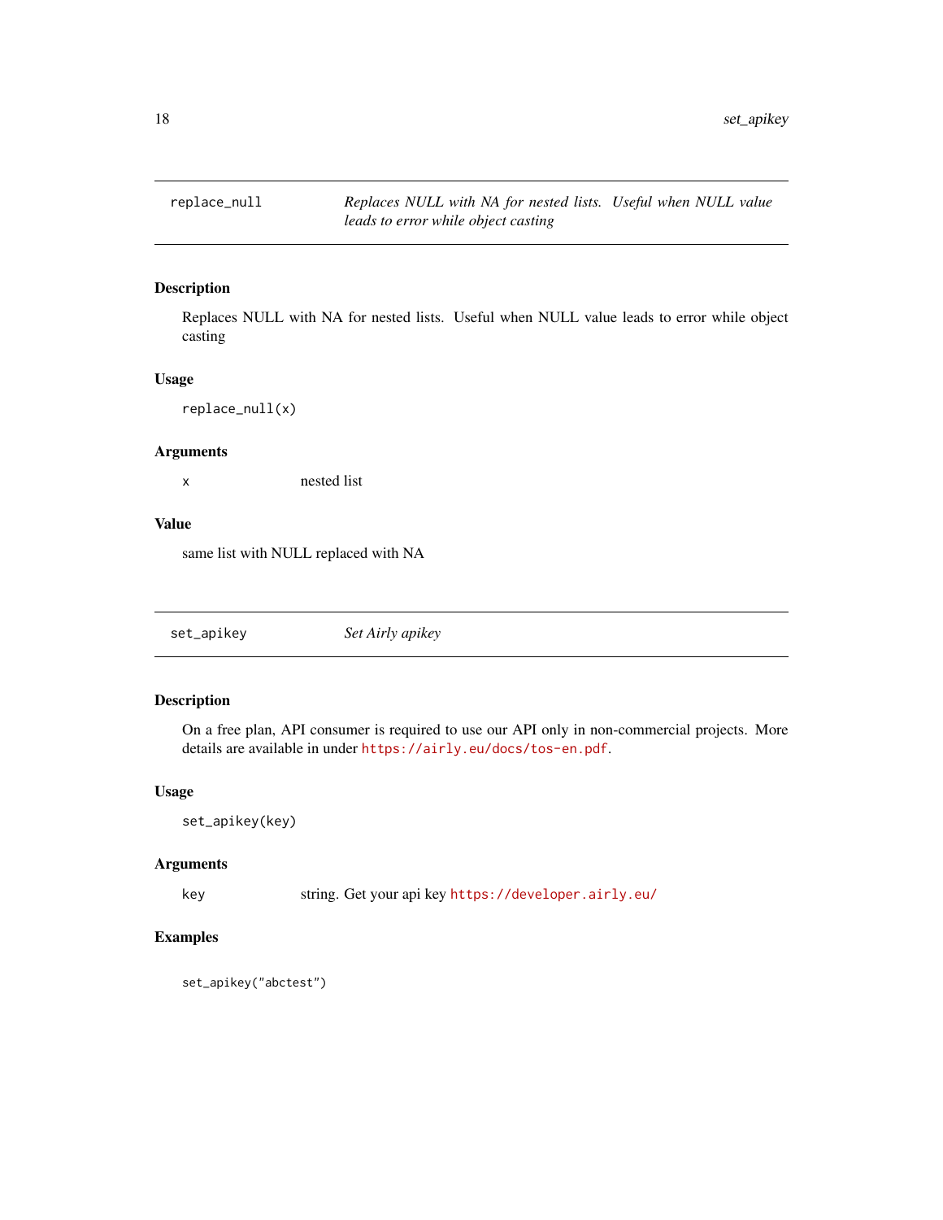## replace_null — *Replaces NULL with NA for nested lists. Useful when NULL value leads to error while object casting*

### Description

Replaces NULL with NA for nested lists. Useful when NULL value leads to error while object casting

### Usage

```
replace_null(x)
```

### Arguments

| | |
|---|---|
| x | nested list |

### Value

same list with NULL replaced with NA

## set_apikey — *Set Airly apikey*

### Description

On a free plan, API consumer is required to use our API only in non-commercial projects. More details are available in under https://airly.eu/docs/tos-en.pdf.

### Usage

```
set_apikey(key)
```

### Arguments

| | |
|---|---|
| key | string. Get your api key https://developer.airly.eu/ |

### Examples

```
set_apikey("abctest")
```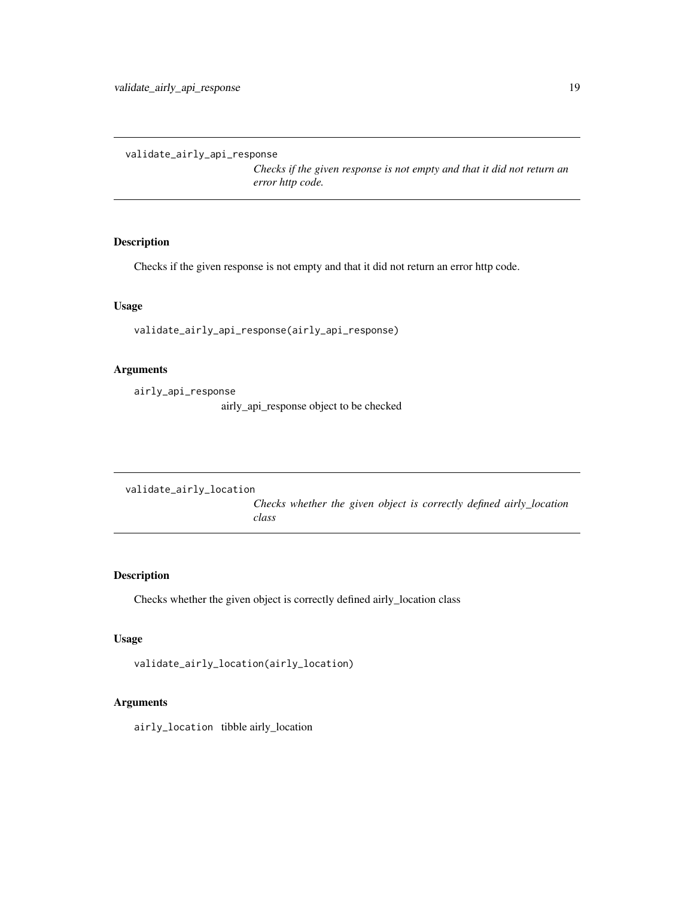## validate_airly_api_response

*Checks if the given response is not empty and that it did not return an error http code.*

### Description

Checks if the given response is not empty and that it did not return an error http code.

### Usage

```
validate_airly_api_response(airly_api_response)
```

### Arguments

`airly_api_response`
airly_api_response object to be checked

## validate_airly_location

*Checks whether the given object is correctly defined airly_location class*

### Description

Checks whether the given object is correctly defined airly_location class

### Usage

```
validate_airly_location(airly_location)
```

### Arguments

`airly_location` tibble airly_location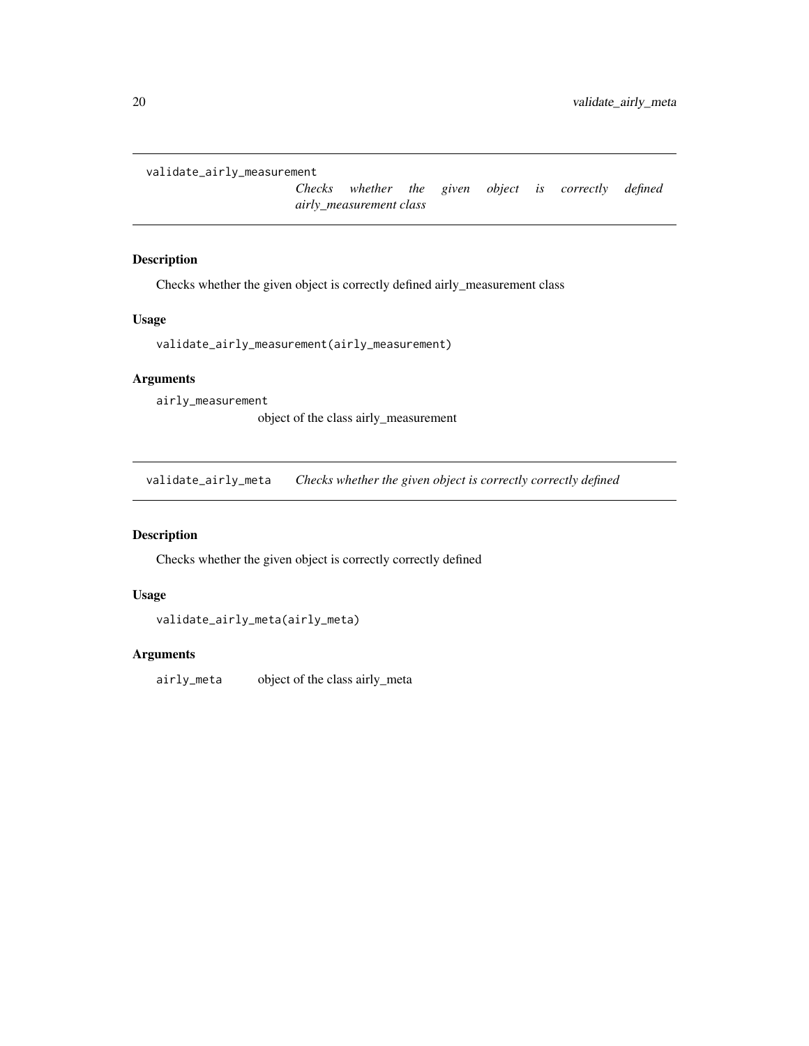## validate_airly_measurement

*Checks whether the given object is correctly defined airly_measurement class*

### Description

Checks whether the given object is correctly defined airly_measurement class

### Usage

```
validate_airly_measurement(airly_measurement)
```

### Arguments

| | |
|---|---|
| airly_measurement | object of the class airly_measurement |

## validate_airly_meta

*Checks whether the given object is correctly correctly defined*

### Description

Checks whether the given object is correctly correctly defined

### Usage

```
validate_airly_meta(airly_meta)
```

### Arguments

| | |
|---|---|
| airly_meta | object of the class airly_meta |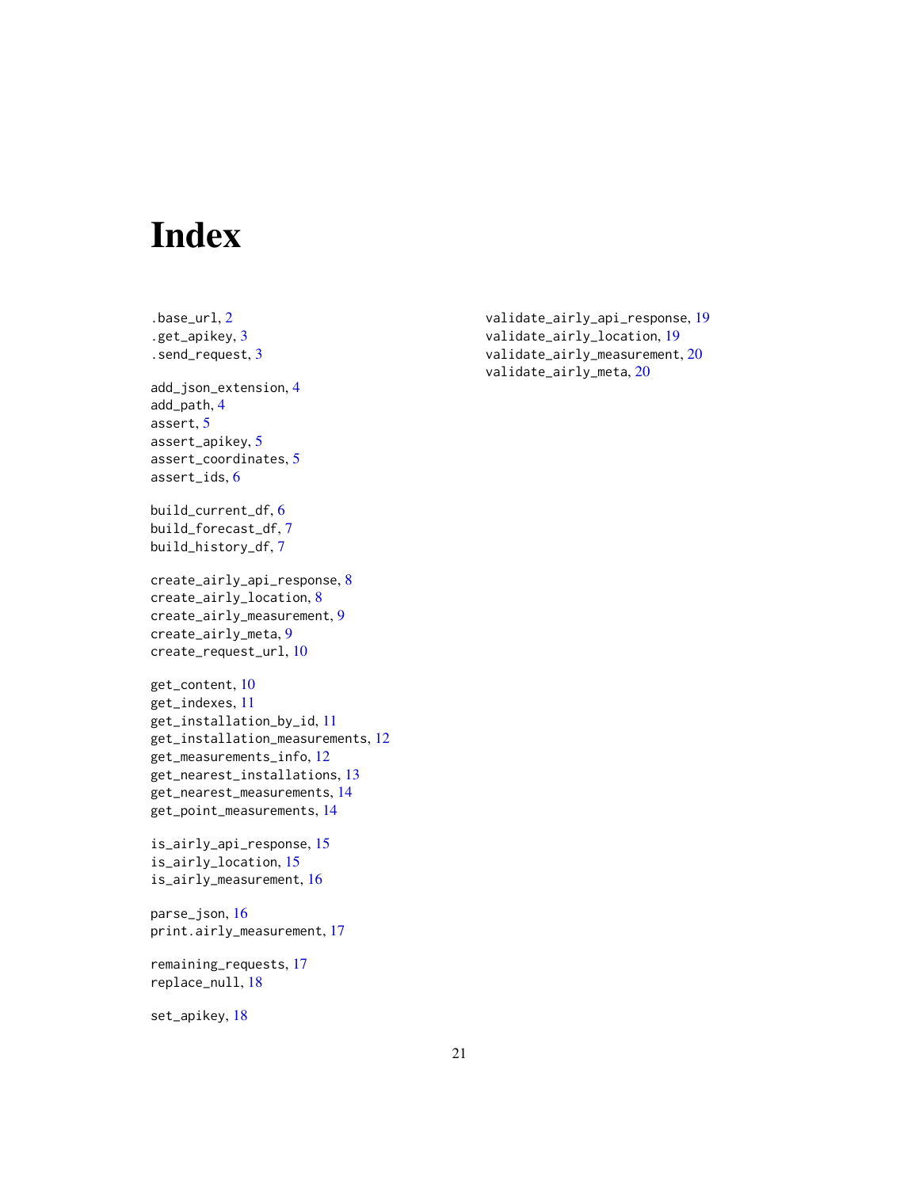# Index

.base_url, 2
.get_apikey, 3
.send_request, 3

add_json_extension, 4
add_path, 4
assert, 5
assert_apikey, 5
assert_coordinates, 5
assert_ids, 6

build_current_df, 6
build_forecast_df, 7
build_history_df, 7

create_airly_api_response, 8
create_airly_location, 8
create_airly_measurement, 9
create_airly_meta, 9
create_request_url, 10

get_content, 10
get_indexes, 11
get_installation_by_id, 11
get_installation_measurements, 12
get_measurements_info, 12
get_nearest_installations, 13
get_nearest_measurements, 14
get_point_measurements, 14

is_airly_api_response, 15
is_airly_location, 15
is_airly_measurement, 16

parse_json, 16
print.airly_measurement, 17

remaining_requests, 17
replace_null, 18

set_apikey, 18

validate_airly_api_response, 19
validate_airly_location, 19
validate_airly_measurement, 20
validate_airly_meta, 20